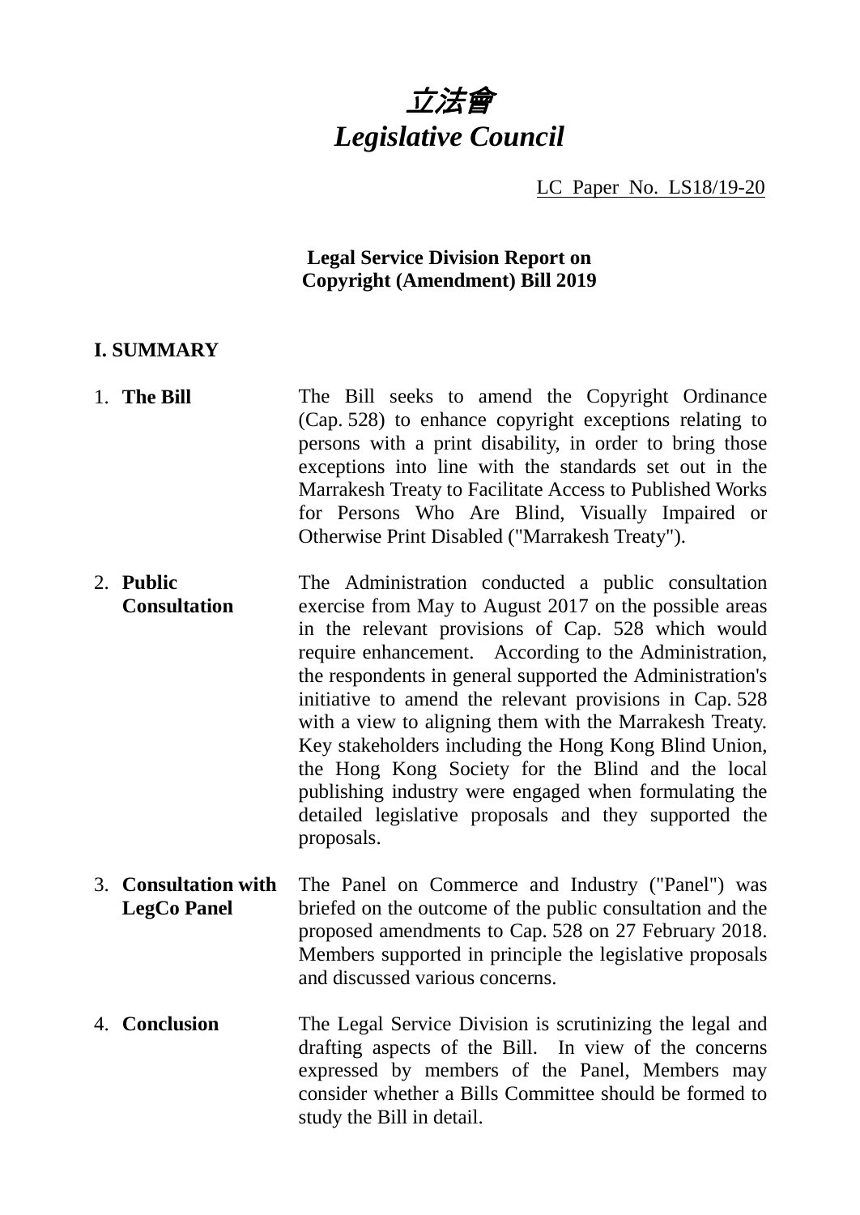# *立法會*
# *Legislative Council*

LC Paper No. LS18/19-20

**Legal Service Division Report on Copyright (Amendment) Bill 2019**

## I. SUMMARY

1. **The Bill** — The Bill seeks to amend the Copyright Ordinance (Cap. 528) to enhance copyright exceptions relating to persons with a print disability, in order to bring those exceptions into line with the standards set out in the Marrakesh Treaty to Facilitate Access to Published Works for Persons Who Are Blind, Visually Impaired or Otherwise Print Disabled ("Marrakesh Treaty").

2. **Public Consultation** — The Administration conducted a public consultation exercise from May to August 2017 on the possible areas in the relevant provisions of Cap. 528 which would require enhancement. According to the Administration, the respondents in general supported the Administration's initiative to amend the relevant provisions in Cap. 528 with a view to aligning them with the Marrakesh Treaty. Key stakeholders including the Hong Kong Blind Union, the Hong Kong Society for the Blind and the local publishing industry were engaged when formulating the detailed legislative proposals and they supported the proposals.

3. **Consultation with LegCo Panel** — The Panel on Commerce and Industry ("Panel") was briefed on the outcome of the public consultation and the proposed amendments to Cap. 528 on 27 February 2018. Members supported in principle the legislative proposals and discussed various concerns.

4. **Conclusion** — The Legal Service Division is scrutinizing the legal and drafting aspects of the Bill. In view of the concerns expressed by members of the Panel, Members may consider whether a Bills Committee should be formed to study the Bill in detail.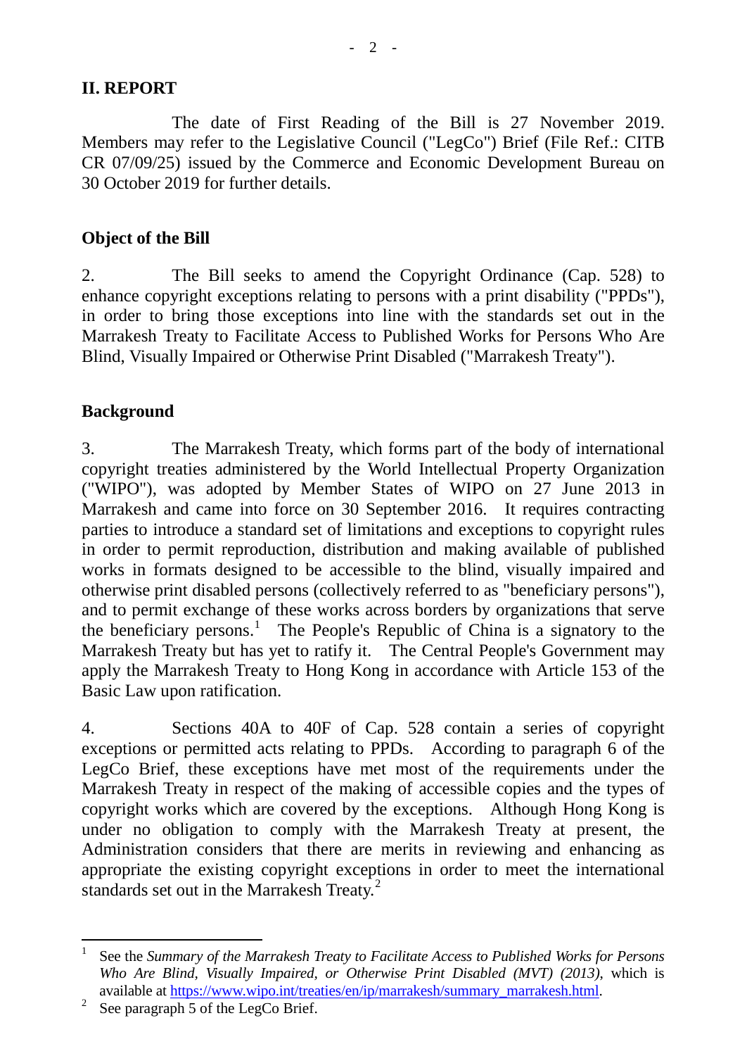## II. REPORT

The date of First Reading of the Bill is 27 November 2019. Members may refer to the Legislative Council ("LegCo") Brief (File Ref.: CITB CR 07/09/25) issued by the Commerce and Economic Development Bureau on 30 October 2019 for further details.

### Object of the Bill

2. The Bill seeks to amend the Copyright Ordinance (Cap. 528) to enhance copyright exceptions relating to persons with a print disability ("PPDs"), in order to bring those exceptions into line with the standards set out in the Marrakesh Treaty to Facilitate Access to Published Works for Persons Who Are Blind, Visually Impaired or Otherwise Print Disabled ("Marrakesh Treaty").

### Background

3. The Marrakesh Treaty, which forms part of the body of international copyright treaties administered by the World Intellectual Property Organization ("WIPO"), was adopted by Member States of WIPO on 27 June 2013 in Marrakesh and came into force on 30 September 2016. It requires contracting parties to introduce a standard set of limitations and exceptions to copyright rules in order to permit reproduction, distribution and making available of published works in formats designed to be accessible to the blind, visually impaired and otherwise print disabled persons (collectively referred to as "beneficiary persons"), and to permit exchange of these works across borders by organizations that serve the beneficiary persons.[1] The People's Republic of China is a signatory to the Marrakesh Treaty but has yet to ratify it. The Central People's Government may apply the Marrakesh Treaty to Hong Kong in accordance with Article 153 of the Basic Law upon ratification.

4. Sections 40A to 40F of Cap. 528 contain a series of copyright exceptions or permitted acts relating to PPDs. According to paragraph 6 of the LegCo Brief, these exceptions have met most of the requirements under the Marrakesh Treaty in respect of the making of accessible copies and the types of copyright works which are covered by the exceptions. Although Hong Kong is under no obligation to comply with the Marrakesh Treaty at present, the Administration considers that there are merits in reviewing and enhancing as appropriate the existing copyright exceptions in order to meet the international standards set out in the Marrakesh Treaty.[2]

---

[1] See the *Summary of the Marrakesh Treaty to Facilitate Access to Published Works for Persons Who Are Blind, Visually Impaired, or Otherwise Print Disabled (MVT) (2013)*, which is available at https://www.wipo.int/treaties/en/ip/marrakesh/summary_marrakesh.html.

[2] See paragraph 5 of the LegCo Brief.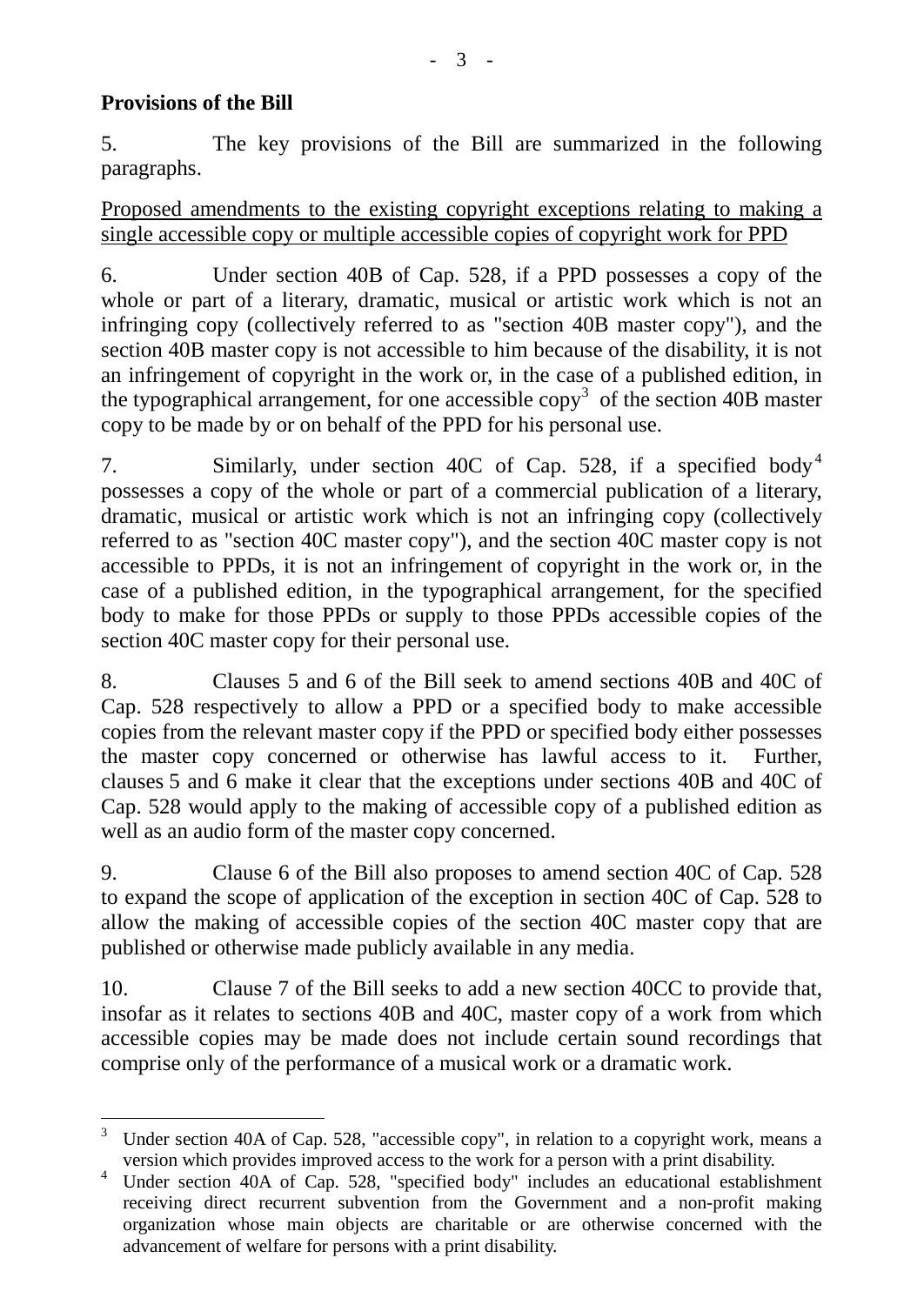**Provisions of the Bill**

5. The key provisions of the Bill are summarized in the following paragraphs.

Proposed amendments to the existing copyright exceptions relating to making a single accessible copy or multiple accessible copies of copyright work for PPD

6. Under section 40B of Cap. 528, if a PPD possesses a copy of the whole or part of a literary, dramatic, musical or artistic work which is not an infringing copy (collectively referred to as "section 40B master copy"), and the section 40B master copy is not accessible to him because of the disability, it is not an infringement of copyright in the work or, in the case of a published edition, in the typographical arrangement, for one accessible copy[3] of the section 40B master copy to be made by or on behalf of the PPD for his personal use.

7. Similarly, under section 40C of Cap. 528, if a specified body[4] possesses a copy of the whole or part of a commercial publication of a literary, dramatic, musical or artistic work which is not an infringing copy (collectively referred to as "section 40C master copy"), and the section 40C master copy is not accessible to PPDs, it is not an infringement of copyright in the work or, in the case of a published edition, in the typographical arrangement, for the specified body to make for those PPDs or supply to those PPDs accessible copies of the section 40C master copy for their personal use.

8. Clauses 5 and 6 of the Bill seek to amend sections 40B and 40C of Cap. 528 respectively to allow a PPD or a specified body to make accessible copies from the relevant master copy if the PPD or specified body either possesses the master copy concerned or otherwise has lawful access to it. Further, clauses 5 and 6 make it clear that the exceptions under sections 40B and 40C of Cap. 528 would apply to the making of accessible copy of a published edition as well as an audio form of the master copy concerned.

9. Clause 6 of the Bill also proposes to amend section 40C of Cap. 528 to expand the scope of application of the exception in section 40C of Cap. 528 to allow the making of accessible copies of the section 40C master copy that are published or otherwise made publicly available in any media.

10. Clause 7 of the Bill seeks to add a new section 40CC to provide that, insofar as it relates to sections 40B and 40C, master copy of a work from which accessible copies may be made does not include certain sound recordings that comprise only of the performance of a musical work or a dramatic work.

---

[3] Under section 40A of Cap. 528, "accessible copy", in relation to a copyright work, means a version which provides improved access to the work for a person with a print disability.

[4] Under section 40A of Cap. 528, "specified body" includes an educational establishment receiving direct recurrent subvention from the Government and a non-profit making organization whose main objects are charitable or are otherwise concerned with the advancement of welfare for persons with a print disability.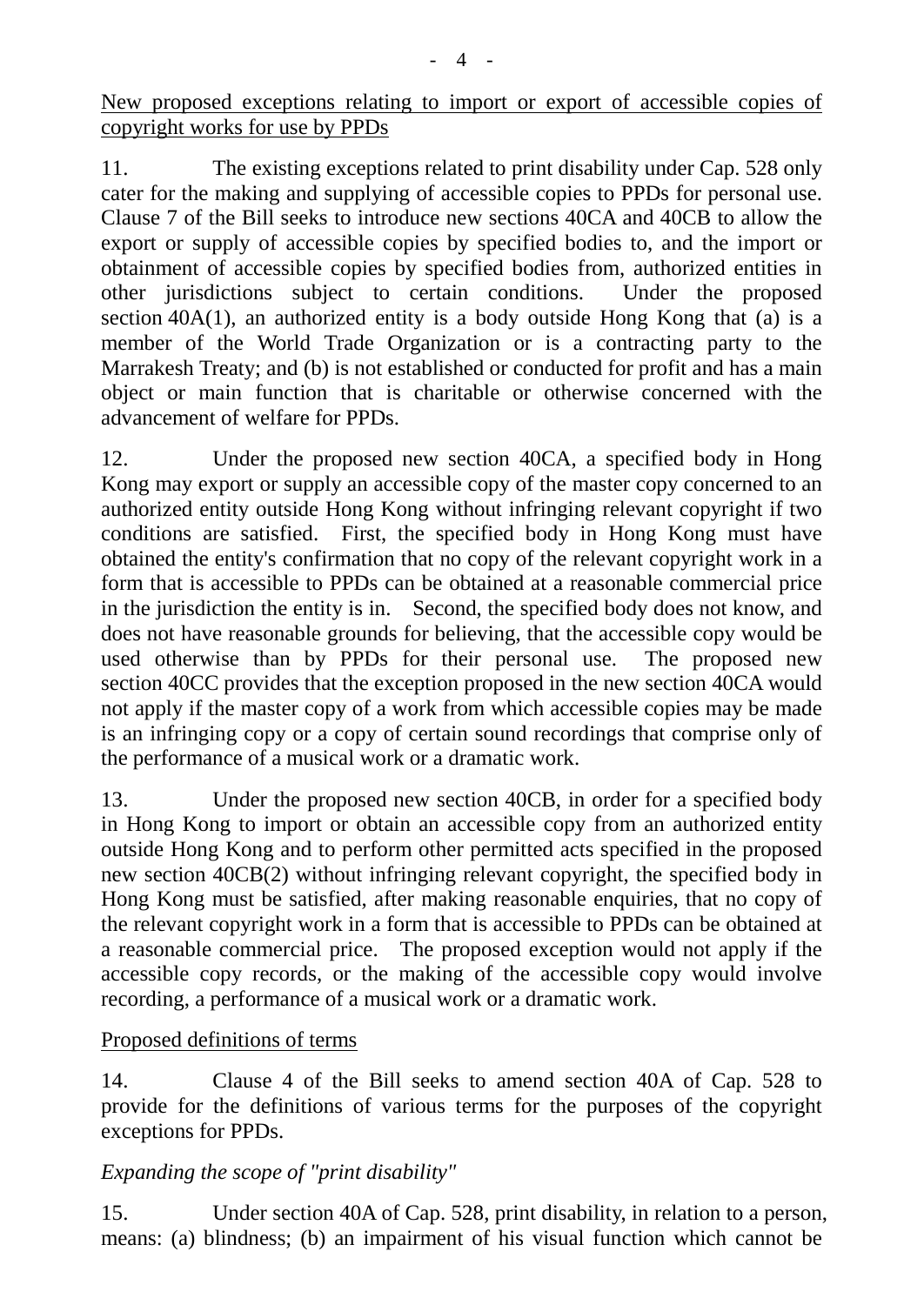<u>New proposed exceptions relating to import or export of accessible copies of copyright works for use by PPDs</u>

11. The existing exceptions related to print disability under Cap. 528 only cater for the making and supplying of accessible copies to PPDs for personal use. Clause 7 of the Bill seeks to introduce new sections 40CA and 40CB to allow the export or supply of accessible copies by specified bodies to, and the import or obtainment of accessible copies by specified bodies from, authorized entities in other jurisdictions subject to certain conditions. Under the proposed section 40A(1), an authorized entity is a body outside Hong Kong that (a) is a member of the World Trade Organization or is a contracting party to the Marrakesh Treaty; and (b) is not established or conducted for profit and has a main object or main function that is charitable or otherwise concerned with the advancement of welfare for PPDs.

12. Under the proposed new section 40CA, a specified body in Hong Kong may export or supply an accessible copy of the master copy concerned to an authorized entity outside Hong Kong without infringing relevant copyright if two conditions are satisfied. First, the specified body in Hong Kong must have obtained the entity's confirmation that no copy of the relevant copyright work in a form that is accessible to PPDs can be obtained at a reasonable commercial price in the jurisdiction the entity is in. Second, the specified body does not know, and does not have reasonable grounds for believing, that the accessible copy would be used otherwise than by PPDs for their personal use. The proposed new section 40CC provides that the exception proposed in the new section 40CA would not apply if the master copy of a work from which accessible copies may be made is an infringing copy or a copy of certain sound recordings that comprise only of the performance of a musical work or a dramatic work.

13. Under the proposed new section 40CB, in order for a specified body in Hong Kong to import or obtain an accessible copy from an authorized entity outside Hong Kong and to perform other permitted acts specified in the proposed new section 40CB(2) without infringing relevant copyright, the specified body in Hong Kong must be satisfied, after making reasonable enquiries, that no copy of the relevant copyright work in a form that is accessible to PPDs can be obtained at a reasonable commercial price. The proposed exception would not apply if the accessible copy records, or the making of the accessible copy would involve recording, a performance of a musical work or a dramatic work.

<u>Proposed definitions of terms</u>

14. Clause 4 of the Bill seeks to amend section 40A of Cap. 528 to provide for the definitions of various terms for the purposes of the copyright exceptions for PPDs.

*Expanding the scope of "print disability"*

15. Under section 40A of Cap. 528, print disability, in relation to a person, means: (a) blindness; (b) an impairment of his visual function which cannot be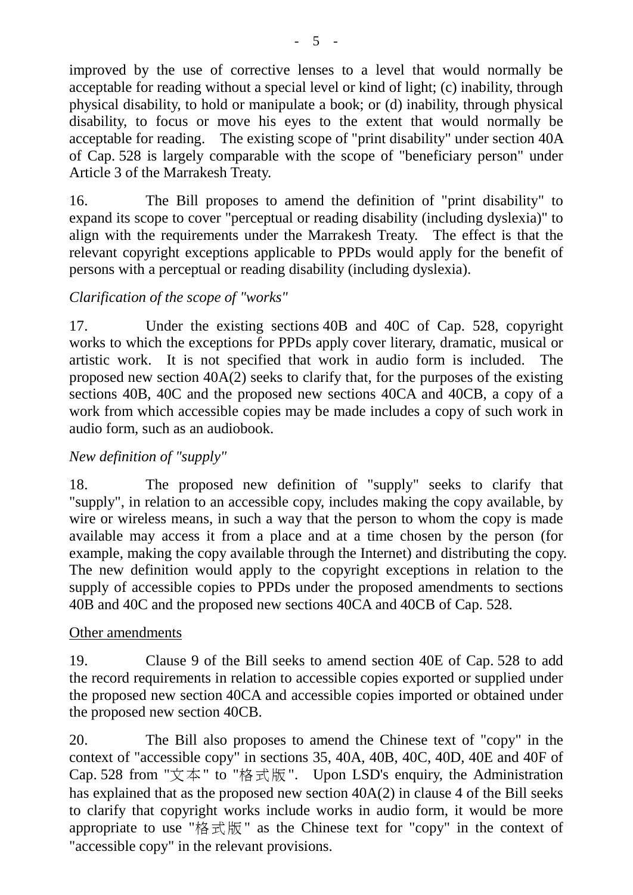improved by the use of corrective lenses to a level that would normally be acceptable for reading without a special level or kind of light; (c) inability, through physical disability, to hold or manipulate a book; or (d) inability, through physical disability, to focus or move his eyes to the extent that would normally be acceptable for reading. The existing scope of "print disability" under section 40A of Cap. 528 is largely comparable with the scope of "beneficiary person" under Article 3 of the Marrakesh Treaty.

16. The Bill proposes to amend the definition of "print disability" to expand its scope to cover "perceptual or reading disability (including dyslexia)" to align with the requirements under the Marrakesh Treaty. The effect is that the relevant copyright exceptions applicable to PPDs would apply for the benefit of persons with a perceptual or reading disability (including dyslexia).

*Clarification of the scope of "works"*

17. Under the existing sections 40B and 40C of Cap. 528, copyright works to which the exceptions for PPDs apply cover literary, dramatic, musical or artistic work. It is not specified that work in audio form is included. The proposed new section 40A(2) seeks to clarify that, for the purposes of the existing sections 40B, 40C and the proposed new sections 40CA and 40CB, a copy of a work from which accessible copies may be made includes a copy of such work in audio form, such as an audiobook.

*New definition of "supply"*

18. The proposed new definition of "supply" seeks to clarify that "supply", in relation to an accessible copy, includes making the copy available, by wire or wireless means, in such a way that the person to whom the copy is made available may access it from a place and at a time chosen by the person (for example, making the copy available through the Internet) and distributing the copy. The new definition would apply to the copyright exceptions in relation to the supply of accessible copies to PPDs under the proposed amendments to sections 40B and 40C and the proposed new sections 40CA and 40CB of Cap. 528.

<u>Other amendments</u>

19. Clause 9 of the Bill seeks to amend section 40E of Cap. 528 to add the record requirements in relation to accessible copies exported or supplied under the proposed new section 40CA and accessible copies imported or obtained under the proposed new section 40CB.

20. The Bill also proposes to amend the Chinese text of "copy" in the context of "accessible copy" in sections 35, 40A, 40B, 40C, 40D, 40E and 40F of Cap. 528 from "文本" to "格式版". Upon LSD's enquiry, the Administration has explained that as the proposed new section 40A(2) in clause 4 of the Bill seeks to clarify that copyright works include works in audio form, it would be more appropriate to use "格式版" as the Chinese text for "copy" in the context of "accessible copy" in the relevant provisions.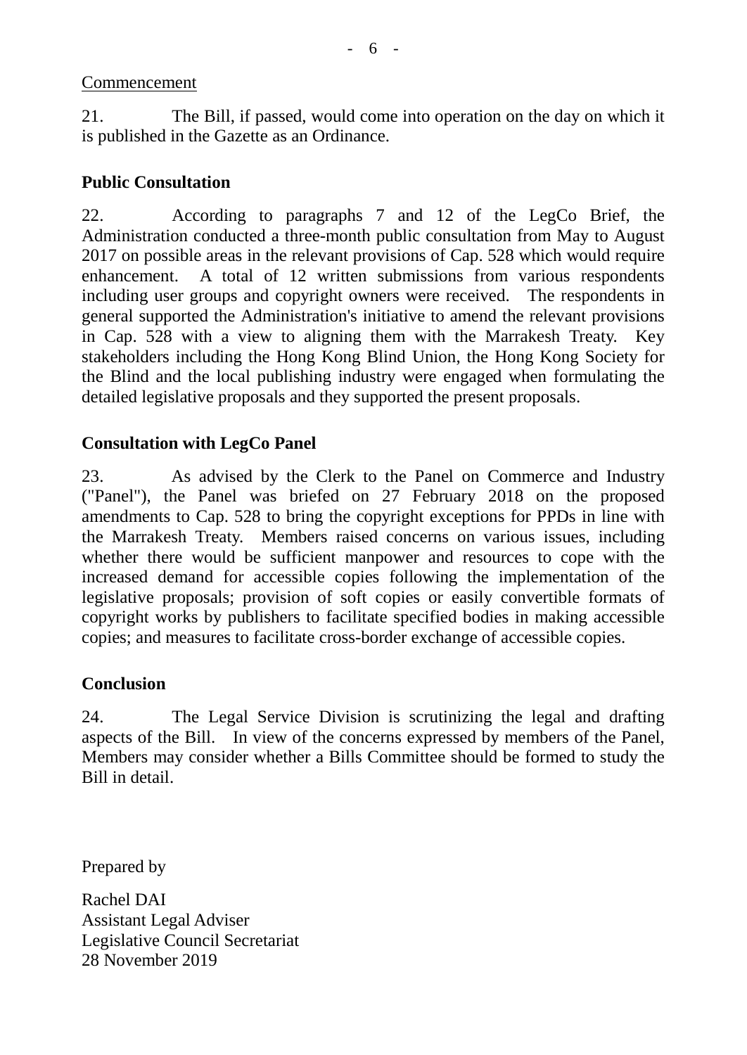Commencement

21. The Bill, if passed, would come into operation on the day on which it is published in the Gazette as an Ordinance.

**Public Consultation**

22. According to paragraphs 7 and 12 of the LegCo Brief, the Administration conducted a three-month public consultation from May to August 2017 on possible areas in the relevant provisions of Cap. 528 which would require enhancement. A total of 12 written submissions from various respondents including user groups and copyright owners were received. The respondents in general supported the Administration's initiative to amend the relevant provisions in Cap. 528 with a view to aligning them with the Marrakesh Treaty. Key stakeholders including the Hong Kong Blind Union, the Hong Kong Society for the Blind and the local publishing industry were engaged when formulating the detailed legislative proposals and they supported the present proposals.

**Consultation with LegCo Panel**

23. As advised by the Clerk to the Panel on Commerce and Industry ("Panel"), the Panel was briefed on 27 February 2018 on the proposed amendments to Cap. 528 to bring the copyright exceptions for PPDs in line with the Marrakesh Treaty. Members raised concerns on various issues, including whether there would be sufficient manpower and resources to cope with the increased demand for accessible copies following the implementation of the legislative proposals; provision of soft copies or easily convertible formats of copyright works by publishers to facilitate specified bodies in making accessible copies; and measures to facilitate cross-border exchange of accessible copies.

**Conclusion**

24. The Legal Service Division is scrutinizing the legal and drafting aspects of the Bill. In view of the concerns expressed by members of the Panel, Members may consider whether a Bills Committee should be formed to study the Bill in detail.

Prepared by

Rachel DAI
Assistant Legal Adviser
Legislative Council Secretariat
28 November 2019